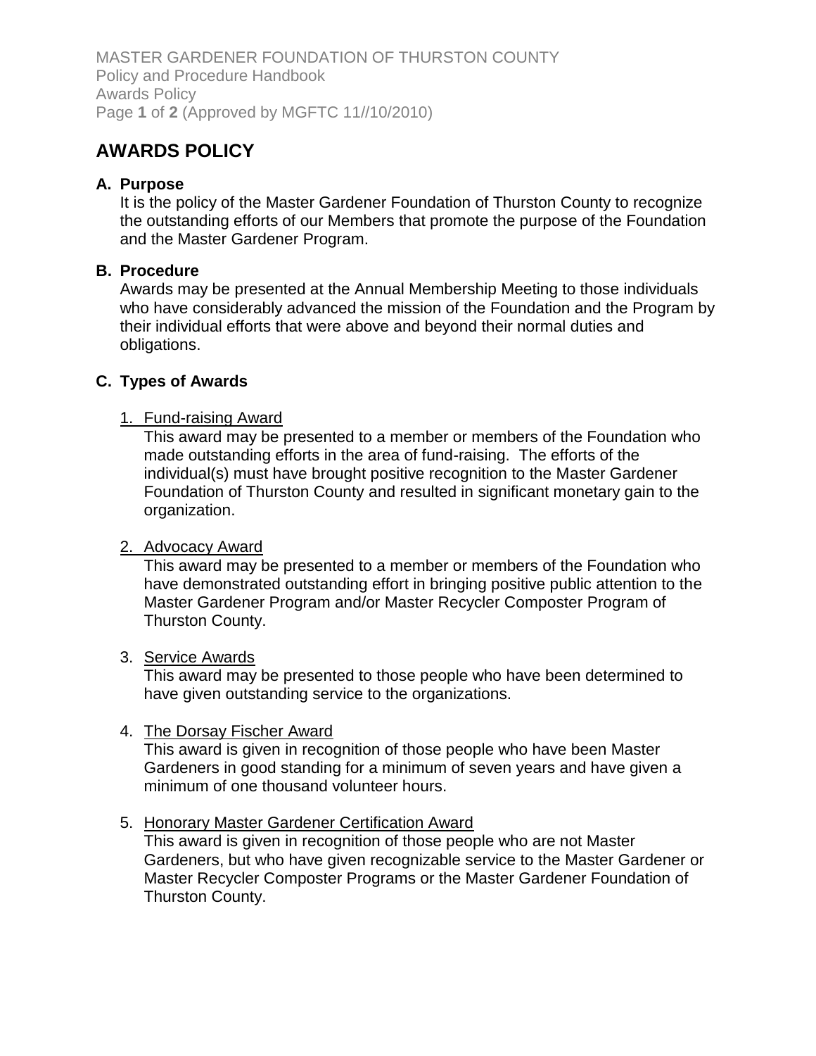# AWARDS POLICY

## A. Purpose

It is the policy of the Master Gardener Foundation of Thurston County to recognize the outstanding efforts of our Members that promote the purpose of the Foundation and the Master Gardener Program.

## B. Procedure

Awards may be presented at the Annual Membership Meeting to those individuals who have considerably advanced the mission of the Foundation and the Program by their individual efforts that were above and beyond their normal duties and obligations.

## C. Types of Awards

1. Fund-raising Award

   This award may be presented to a member or members of the Foundation who made outstanding efforts in the area of fund-raising. The efforts of the individual(s) must have brought positive recognition to the Master Gardener Foundation of Thurston County and resulted in significant monetary gain to the organization.

2. Advocacy Award

   This award may be presented to a member or members of the Foundation who have demonstrated outstanding effort in bringing positive public attention to the Master Gardener Program and/or Master Recycler Composter Program of Thurston County.

3. Service Awards

   This award may be presented to those people who have been determined to have given outstanding service to the organizations.

4. The Dorsay Fischer Award

   This award is given in recognition of those people who have been Master Gardeners in good standing for a minimum of seven years and have given a minimum of one thousand volunteer hours.

5. Honorary Master Gardener Certification Award

   This award is given in recognition of those people who are not Master Gardeners, but who have given recognizable service to the Master Gardener or Master Recycler Composter Programs or the Master Gardener Foundation of Thurston County.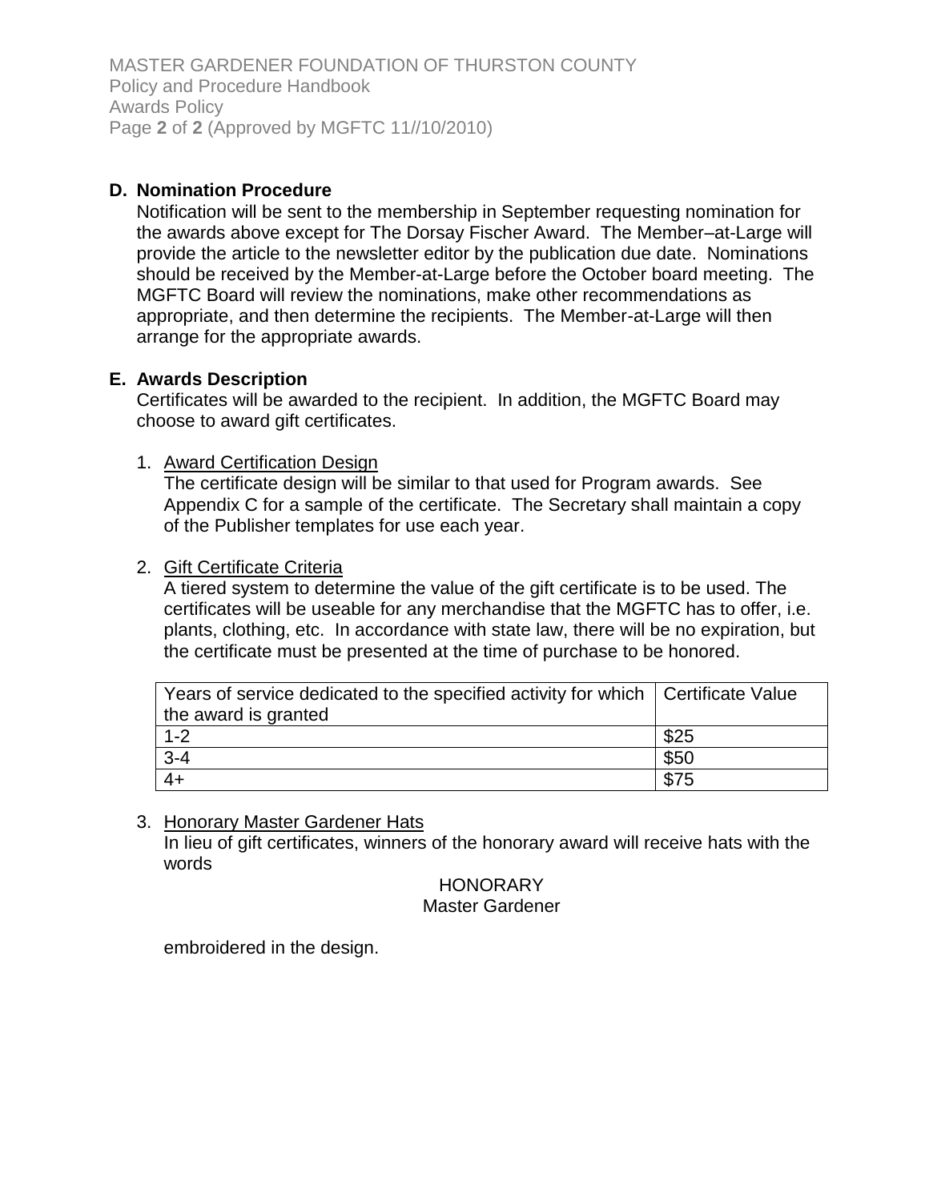**D. Nomination Procedure**

Notification will be sent to the membership in September requesting nomination for the awards above except for The Dorsay Fischer Award. The Member–at-Large will provide the article to the newsletter editor by the publication due date. Nominations should be received by the Member-at-Large before the October board meeting. The MGFTC Board will review the nominations, make other recommendations as appropriate, and then determine the recipients. The Member-at-Large will then arrange for the appropriate awards.

**E. Awards Description**

Certificates will be awarded to the recipient. In addition, the MGFTC Board may choose to award gift certificates.

1. Award Certification Design

   The certificate design will be similar to that used for Program awards. See Appendix C for a sample of the certificate. The Secretary shall maintain a copy of the Publisher templates for use each year.

2. Gift Certificate Criteria

   A tiered system to determine the value of the gift certificate is to be used. The certificates will be useable for any merchandise that the MGFTC has to offer, i.e. plants, clothing, etc. In accordance with state law, there will be no expiration, but the certificate must be presented at the time of purchase to be honored.

| Years of service dedicated to the specified activity for which the award is granted | Certificate Value |
|---|---|
| 1-2 | $25 |
| 3-4 | $50 |
| 4+ | $75 |

3. Honorary Master Gardener Hats

   In lieu of gift certificates, winners of the honorary award will receive hats with the words

   HONORARY
   Master Gardener

   embroidered in the design.